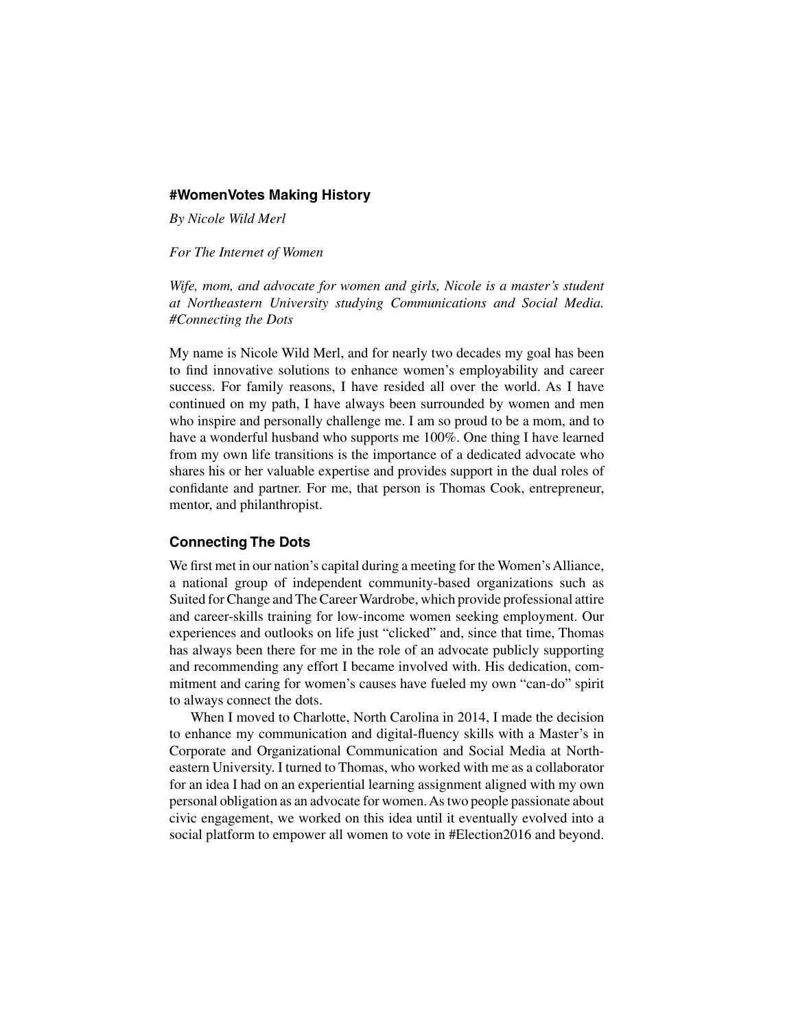## #WomenVotes Making History

*By Nicole Wild Merl*

*For The Internet of Women*

*Wife, mom, and advocate for women and girls, Nicole is a master's student at Northeastern University studying Communications and Social Media. #Connecting the Dots*

My name is Nicole Wild Merl, and for nearly two decades my goal has been to find innovative solutions to enhance women's employability and career success. For family reasons, I have resided all over the world. As I have continued on my path, I have always been surrounded by women and men who inspire and personally challenge me. I am so proud to be a mom, and to have a wonderful husband who supports me 100%. One thing I have learned from my own life transitions is the importance of a dedicated advocate who shares his or her valuable expertise and provides support in the dual roles of confidante and partner. For me, that person is Thomas Cook, entrepreneur, mentor, and philanthropist.

### Connecting The Dots

We first met in our nation's capital during a meeting for the Women's Alliance, a national group of independent community-based organizations such as Suited for Change and The Career Wardrobe, which provide professional attire and career-skills training for low-income women seeking employment. Our experiences and outlooks on life just "clicked" and, since that time, Thomas has always been there for me in the role of an advocate publicly supporting and recommending any effort I became involved with. His dedication, commitment and caring for women's causes have fueled my own "can-do" spirit to always connect the dots.

When I moved to Charlotte, North Carolina in 2014, I made the decision to enhance my communication and digital-fluency skills with a Master's in Corporate and Organizational Communication and Social Media at Northeastern University. I turned to Thomas, who worked with me as a collaborator for an idea I had on an experiential learning assignment aligned with my own personal obligation as an advocate for women. As two people passionate about civic engagement, we worked on this idea until it eventually evolved into a social platform to empower all women to vote in #Election2016 and beyond.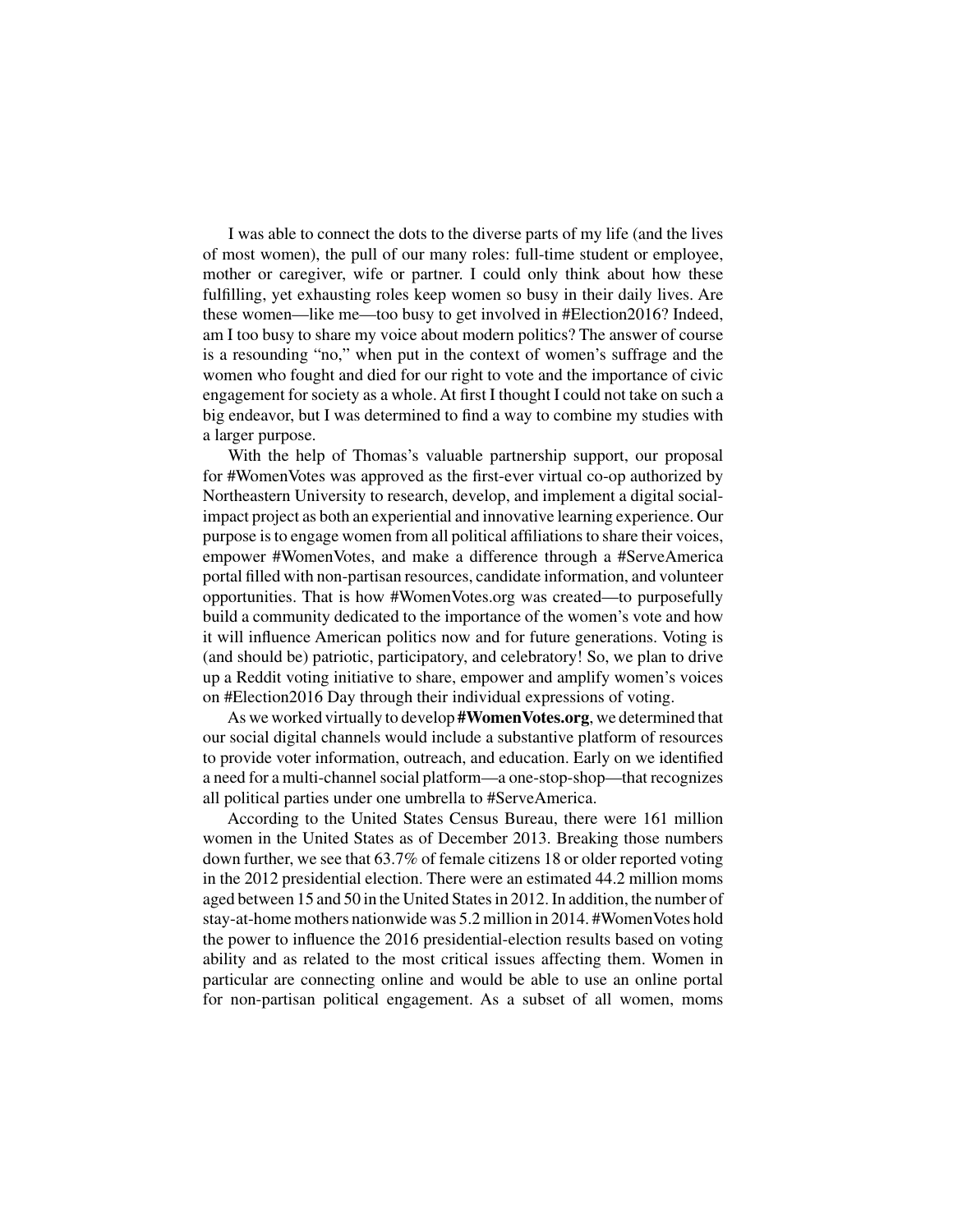I was able to connect the dots to the diverse parts of my life (and the lives of most women), the pull of our many roles: full-time student or employee, mother or caregiver, wife or partner. I could only think about how these fulfilling, yet exhausting roles keep women so busy in their daily lives. Are these women—like me—too busy to get involved in #Election2016? Indeed, am I too busy to share my voice about modern politics? The answer of course is a resounding "no," when put in the context of women's suffrage and the women who fought and died for our right to vote and the importance of civic engagement for society as a whole. At first I thought I could not take on such a big endeavor, but I was determined to find a way to combine my studies with a larger purpose.

With the help of Thomas's valuable partnership support, our proposal for #WomenVotes was approved as the first-ever virtual co-op authorized by Northeastern University to research, develop, and implement a digital social-impact project as both an experiential and innovative learning experience. Our purpose is to engage women from all political affiliations to share their voices, empower #WomenVotes, and make a difference through a #ServeAmerica portal filled with non-partisan resources, candidate information, and volunteer opportunities. That is how #WomenVotes.org was created—to purposefully build a community dedicated to the importance of the women's vote and how it will influence American politics now and for future generations. Voting is (and should be) patriotic, participatory, and celebratory! So, we plan to drive up a Reddit voting initiative to share, empower and amplify women's voices on #Election2016 Day through their individual expressions of voting.

As we worked virtually to develop **#WomenVotes.org**, we determined that our social digital channels would include a substantive platform of resources to provide voter information, outreach, and education. Early on we identified a need for a multi-channel social platform—a one-stop-shop—that recognizes all political parties under one umbrella to #ServeAmerica.

According to the United States Census Bureau, there were 161 million women in the United States as of December 2013. Breaking those numbers down further, we see that 63.7% of female citizens 18 or older reported voting in the 2012 presidential election. There were an estimated 44.2 million moms aged between 15 and 50 in the United States in 2012. In addition, the number of stay-at-home mothers nationwide was 5.2 million in 2014. #WomenVotes hold the power to influence the 2016 presidential-election results based on voting ability and as related to the most critical issues affecting them. Women in particular are connecting online and would be able to use an online portal for non-partisan political engagement. As a subset of all women, moms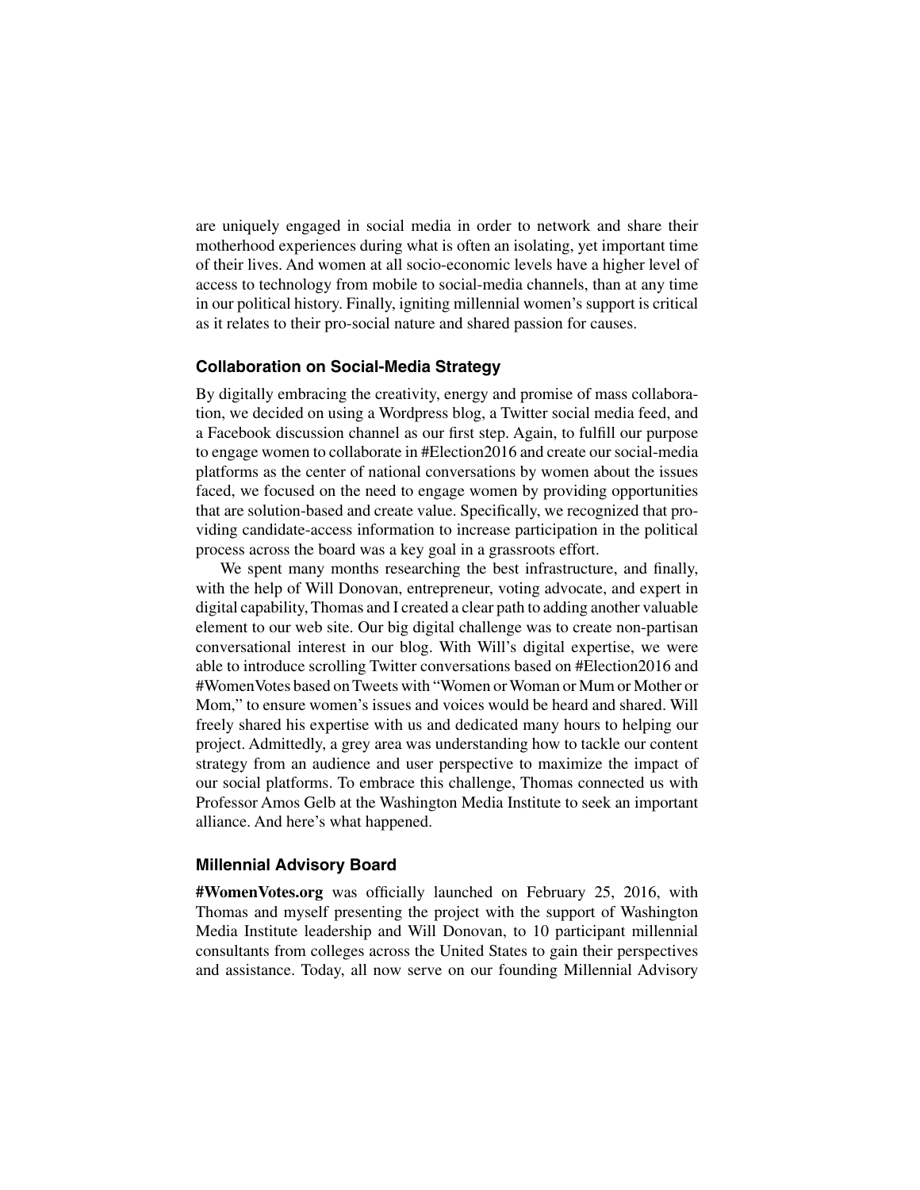are uniquely engaged in social media in order to network and share their motherhood experiences during what is often an isolating, yet important time of their lives. And women at all socio-economic levels have a higher level of access to technology from mobile to social-media channels, than at any time in our political history. Finally, igniting millennial women's support is critical as it relates to their pro-social nature and shared passion for causes.

### Collaboration on Social-Media Strategy

By digitally embracing the creativity, energy and promise of mass collaboration, we decided on using a Wordpress blog, a Twitter social media feed, and a Facebook discussion channel as our first step. Again, to fulfill our purpose to engage women to collaborate in #Election2016 and create our social-media platforms as the center of national conversations by women about the issues faced, we focused on the need to engage women by providing opportunities that are solution-based and create value. Specifically, we recognized that providing candidate-access information to increase participation in the political process across the board was a key goal in a grassroots effort.

We spent many months researching the best infrastructure, and finally, with the help of Will Donovan, entrepreneur, voting advocate, and expert in digital capability, Thomas and I created a clear path to adding another valuable element to our web site. Our big digital challenge was to create non-partisan conversational interest in our blog. With Will's digital expertise, we were able to introduce scrolling Twitter conversations based on #Election2016 and #WomenVotes based on Tweets with "Women or Woman or Mum or Mother or Mom," to ensure women's issues and voices would be heard and shared. Will freely shared his expertise with us and dedicated many hours to helping our project. Admittedly, a grey area was understanding how to tackle our content strategy from an audience and user perspective to maximize the impact of our social platforms. To embrace this challenge, Thomas connected us with Professor Amos Gelb at the Washington Media Institute to seek an important alliance. And here's what happened.

### Millennial Advisory Board

**#WomenVotes.org** was officially launched on February 25, 2016, with Thomas and myself presenting the project with the support of Washington Media Institute leadership and Will Donovan, to 10 participant millennial consultants from colleges across the United States to gain their perspectives and assistance. Today, all now serve on our founding Millennial Advisory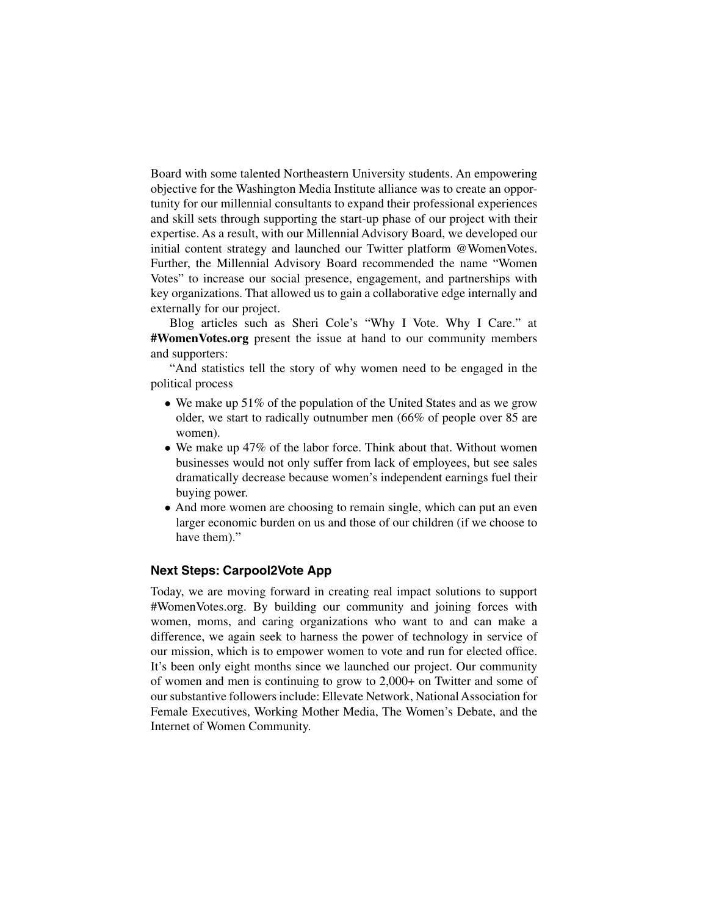Board with some talented Northeastern University students. An empowering objective for the Washington Media Institute alliance was to create an opportunity for our millennial consultants to expand their professional experiences and skill sets through supporting the start-up phase of our project with their expertise. As a result, with our Millennial Advisory Board, we developed our initial content strategy and launched our Twitter platform @WomenVotes. Further, the Millennial Advisory Board recommended the name "Women Votes" to increase our social presence, engagement, and partnerships with key organizations. That allowed us to gain a collaborative edge internally and externally for our project.

Blog articles such as Sheri Cole's "Why I Vote. Why I Care." at **#WomenVotes.org** present the issue at hand to our community members and supporters:

"And statistics tell the story of why women need to be engaged in the political process

- We make up 51% of the population of the United States and as we grow older, we start to radically outnumber men (66% of people over 85 are women).
- We make up 47% of the labor force. Think about that. Without women businesses would not only suffer from lack of employees, but see sales dramatically decrease because women's independent earnings fuel their buying power.
- And more women are choosing to remain single, which can put an even larger economic burden on us and those of our children (if we choose to have them)."

### Next Steps: Carpool2Vote App

Today, we are moving forward in creating real impact solutions to support #WomenVotes.org. By building our community and joining forces with women, moms, and caring organizations who want to and can make a difference, we again seek to harness the power of technology in service of our mission, which is to empower women to vote and run for elected office. It's been only eight months since we launched our project. Our community of women and men is continuing to grow to 2,000+ on Twitter and some of our substantive followers include: Ellevate Network, National Association for Female Executives, Working Mother Media, The Women's Debate, and the Internet of Women Community.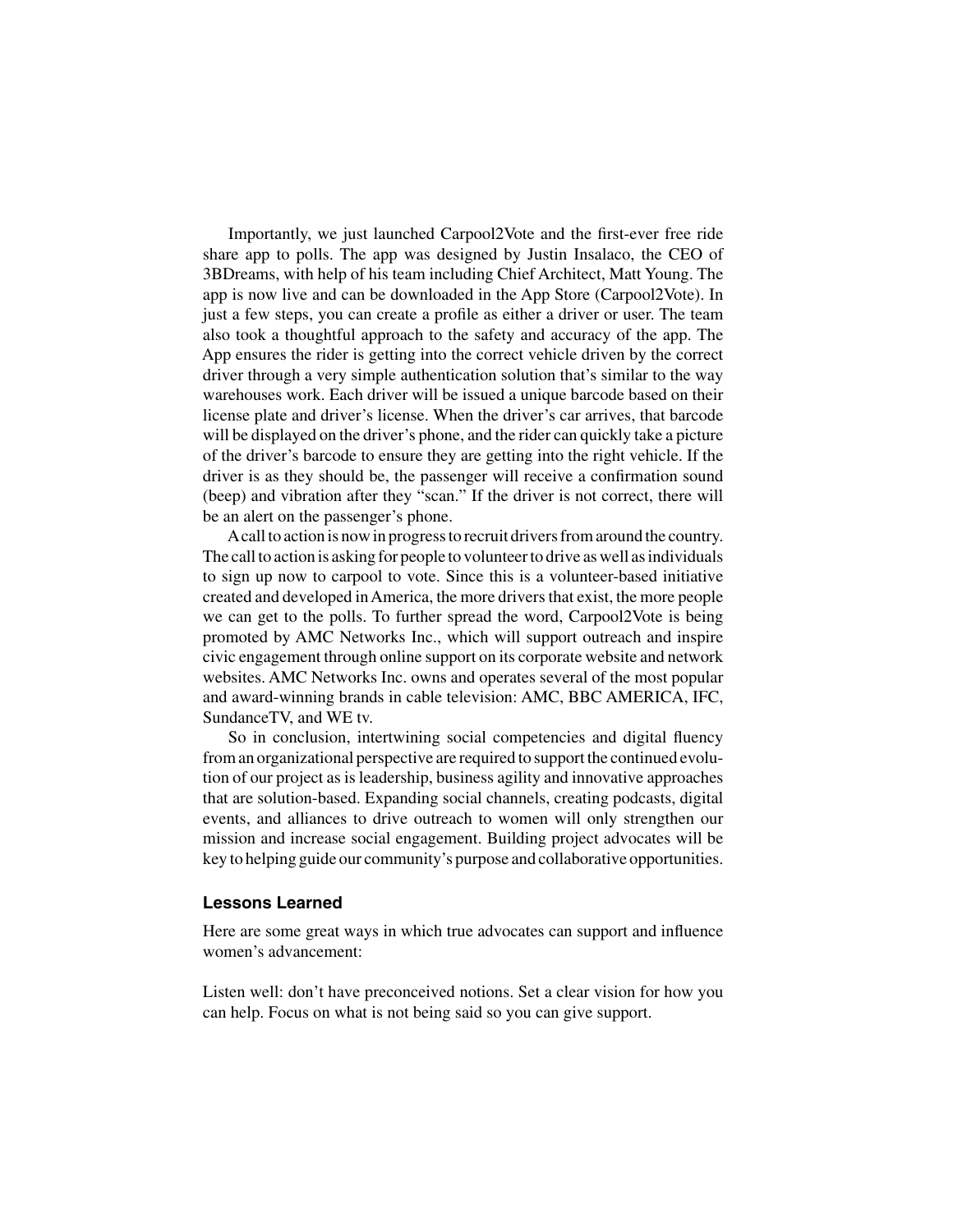Importantly, we just launched Carpool2Vote and the first-ever free ride share app to polls. The app was designed by Justin Insalaco, the CEO of 3BDreams, with help of his team including Chief Architect, Matt Young. The app is now live and can be downloaded in the App Store (Carpool2Vote). In just a few steps, you can create a profile as either a driver or user. The team also took a thoughtful approach to the safety and accuracy of the app. The App ensures the rider is getting into the correct vehicle driven by the correct driver through a very simple authentication solution that's similar to the way warehouses work. Each driver will be issued a unique barcode based on their license plate and driver's license. When the driver's car arrives, that barcode will be displayed on the driver's phone, and the rider can quickly take a picture of the driver's barcode to ensure they are getting into the right vehicle. If the driver is as they should be, the passenger will receive a confirmation sound (beep) and vibration after they "scan." If the driver is not correct, there will be an alert on the passenger's phone.

A call to action is now in progress to recruit drivers from around the country. The call to action is asking for people to volunteer to drive as well as individuals to sign up now to carpool to vote. Since this is a volunteer-based initiative created and developed in America, the more drivers that exist, the more people we can get to the polls. To further spread the word, Carpool2Vote is being promoted by AMC Networks Inc., which will support outreach and inspire civic engagement through online support on its corporate website and network websites. AMC Networks Inc. owns and operates several of the most popular and award-winning brands in cable television: AMC, BBC AMERICA, IFC, SundanceTV, and WE tv.

So in conclusion, intertwining social competencies and digital fluency from an organizational perspective are required to support the continued evolution of our project as is leadership, business agility and innovative approaches that are solution-based. Expanding social channels, creating podcasts, digital events, and alliances to drive outreach to women will only strengthen our mission and increase social engagement. Building project advocates will be key to helping guide our community's purpose and collaborative opportunities.

### Lessons Learned

Here are some great ways in which true advocates can support and influence women's advancement:

Listen well: don't have preconceived notions. Set a clear vision for how you can help. Focus on what is not being said so you can give support.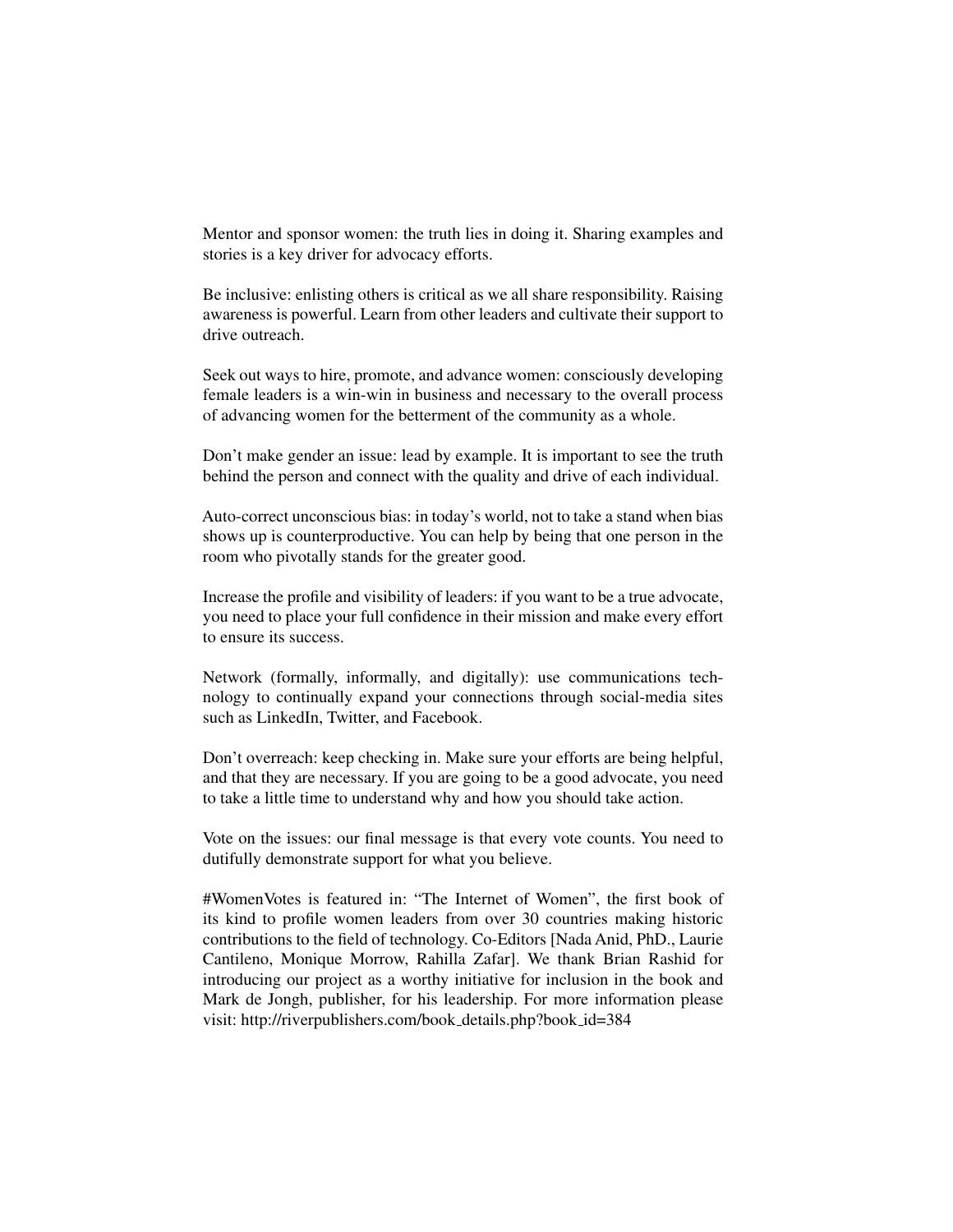Mentor and sponsor women: the truth lies in doing it. Sharing examples and stories is a key driver for advocacy efforts.

Be inclusive: enlisting others is critical as we all share responsibility. Raising awareness is powerful. Learn from other leaders and cultivate their support to drive outreach.

Seek out ways to hire, promote, and advance women: consciously developing female leaders is a win-win in business and necessary to the overall process of advancing women for the betterment of the community as a whole.

Don't make gender an issue: lead by example. It is important to see the truth behind the person and connect with the quality and drive of each individual.

Auto-correct unconscious bias: in today's world, not to take a stand when bias shows up is counterproductive. You can help by being that one person in the room who pivotally stands for the greater good.

Increase the profile and visibility of leaders: if you want to be a true advocate, you need to place your full confidence in their mission and make every effort to ensure its success.

Network (formally, informally, and digitally): use communications technology to continually expand your connections through social-media sites such as LinkedIn, Twitter, and Facebook.

Don't overreach: keep checking in. Make sure your efforts are being helpful, and that they are necessary. If you are going to be a good advocate, you need to take a little time to understand why and how you should take action.

Vote on the issues: our final message is that every vote counts. You need to dutifully demonstrate support for what you believe.

#WomenVotes is featured in: "The Internet of Women", the first book of its kind to profile women leaders from over 30 countries making historic contributions to the field of technology. Co-Editors [Nada Anid, PhD., Laurie Cantileno, Monique Morrow, Rahilla Zafar]. We thank Brian Rashid for introducing our project as a worthy initiative for inclusion in the book and Mark de Jongh, publisher, for his leadership. For more information please visit: http://riverpublishers.com/book_details.php?book_id=384